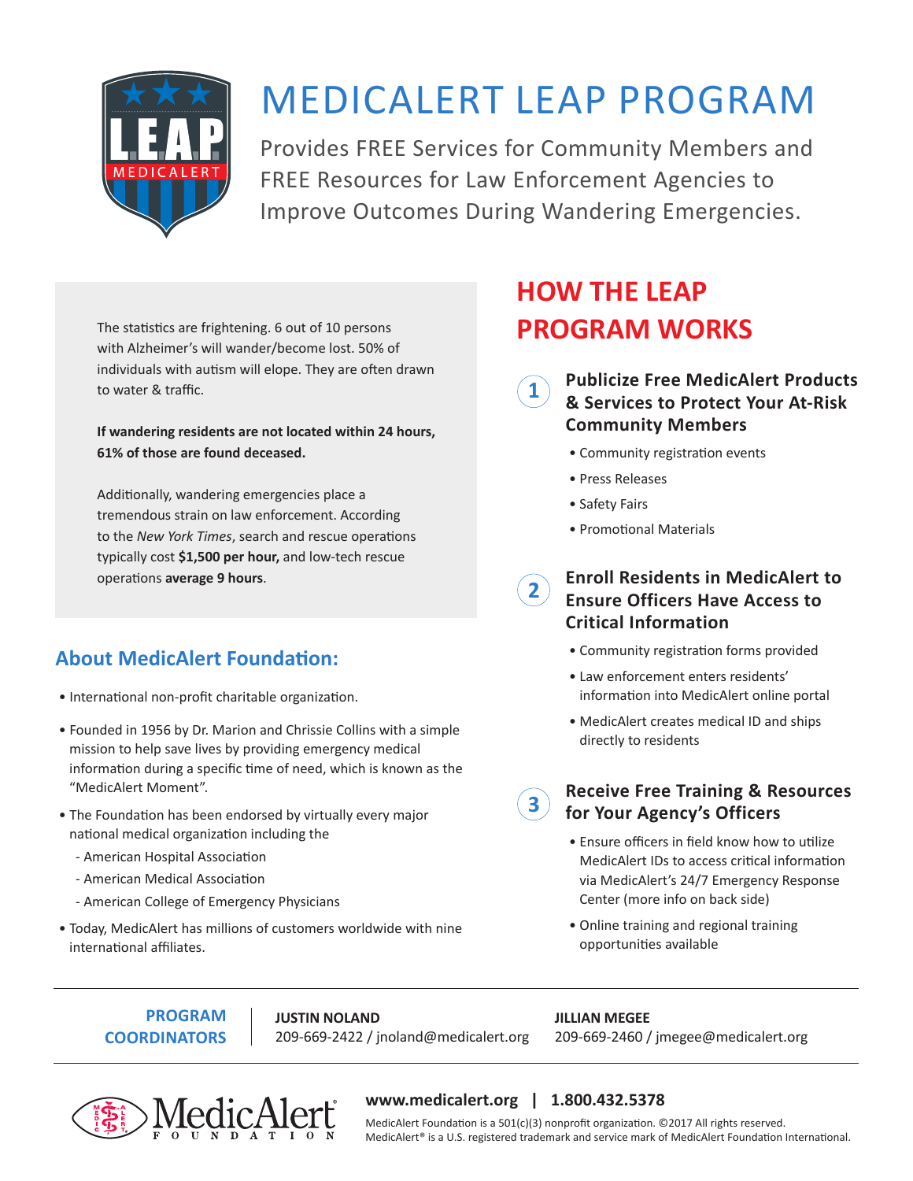# MEDICALERT LEAP PROGRAM

Provides FREE Services for Community Members and FREE Resources for Law Enforcement Agencies to Improve Outcomes During Wandering Emergencies.

The statistics are frightening. 6 out of 10 persons with Alzheimer's will wander/become lost. 50% of individuals with autism will elope. They are often drawn to water & traffic.

**If wandering residents are not located within 24 hours, 61% of those are found deceased.**

Additionally, wandering emergencies place a tremendous strain on law enforcement. According to the *New York Times*, search and rescue operations typically cost **$1,500 per hour,** and low-tech rescue operations **average 9 hours**.

## About MedicAlert Foundation:

- International non-profit charitable organization.
- Founded in 1956 by Dr. Marion and Chrissie Collins with a simple mission to help save lives by providing emergency medical information during a specific time of need, which is known as the "MedicAlert Moment".
- The Foundation has been endorsed by virtually every major national medical organization including the
  - American Hospital Association
  - American Medical Association
  - American College of Emergency Physicians
- Today, MedicAlert has millions of customers worldwide with nine international affiliates.

## HOW THE LEAP PROGRAM WORKS

### 1 Publicize Free MedicAlert Products & Services to Protect Your At-Risk Community Members

- Community registration events
- Press Releases
- Safety Fairs
- Promotional Materials

### 2 Enroll Residents in MedicAlert to Ensure Officers Have Access to Critical Information

- Community registration forms provided
- Law enforcement enters residents' information into MedicAlert online portal
- MedicAlert creates medical ID and ships directly to residents

### 3 Receive Free Training & Resources for Your Agency's Officers

- Ensure officers in field know how to utilize MedicAlert IDs to access critical information via MedicAlert's 24/7 Emergency Response Center (more info on back side)
- Online training and regional training opportunities available

**PROGRAM COORDINATORS**

**JUSTIN NOLAND**
209-669-2422 / jnoland@medicalert.org

**JILLIAN MEGEE**
209-669-2460 / jmegee@medicalert.org

MedicAlert FOUNDATION

**www.medicalert.org | 1.800.432.5378**

MedicAlert Foundation is a 501(c)(3) nonprofit organization. ©2017 All rights reserved.
MedicAlert® is a U.S. registered trademark and service mark of MedicAlert Foundation International.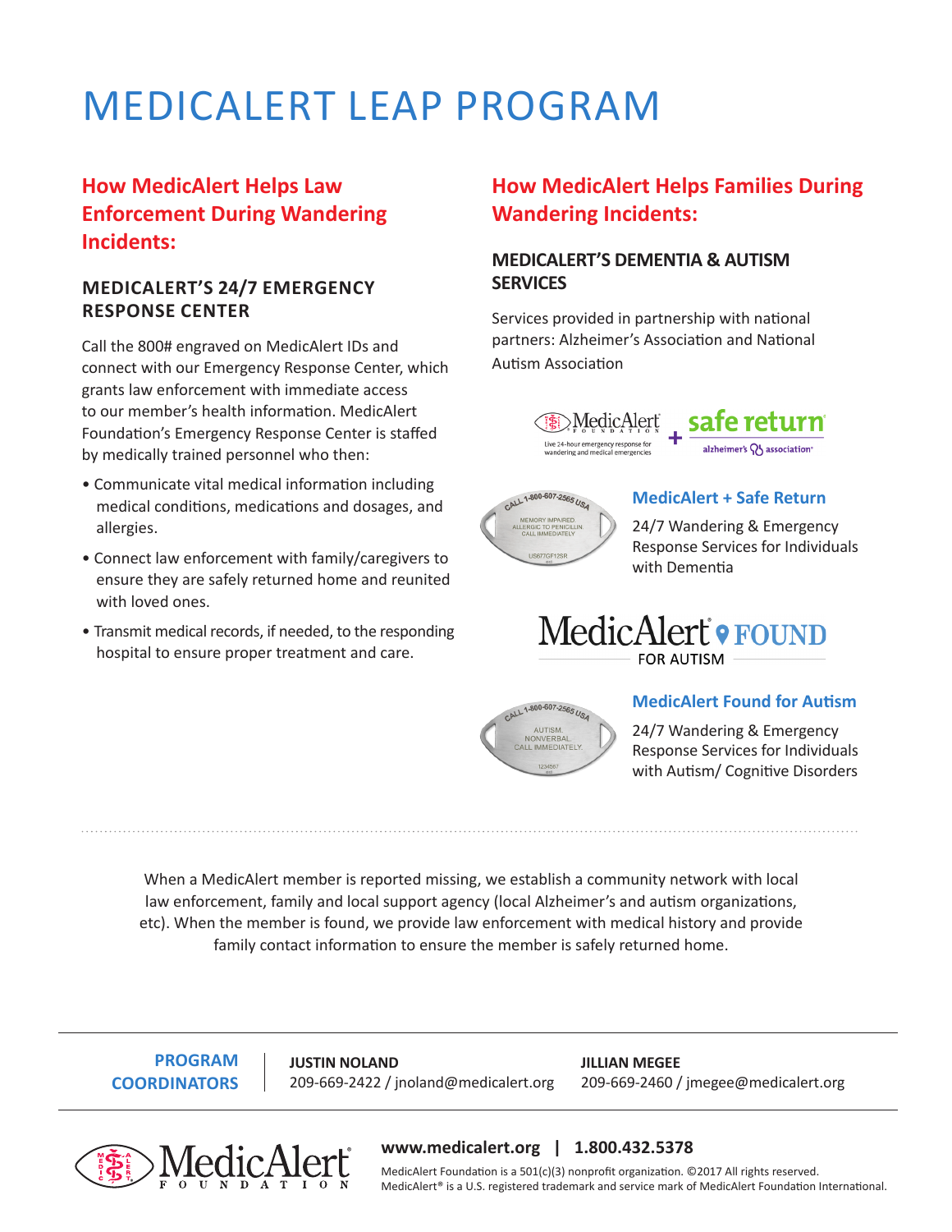# MEDICALERT LEAP PROGRAM

## How MedicAlert Helps Law Enforcement During Wandering Incidents:

### MEDICALERT'S 24/7 EMERGENCY RESPONSE CENTER

Call the 800# engraved on MedicAlert IDs and connect with our Emergency Response Center, which grants law enforcement with immediate access to our member's health information. MedicAlert Foundation's Emergency Response Center is staffed by medically trained personnel who then:

- Communicate vital medical information including medical conditions, medications and dosages, and allergies.
- Connect law enforcement with family/caregivers to ensure they are safely returned home and reunited with loved ones.
- Transmit medical records, if needed, to the responding hospital to ensure proper treatment and care.

## How MedicAlert Helps Families During Wandering Incidents:

### MEDICALERT'S DEMENTIA & AUTISM SERVICES

Services provided in partnership with national partners: Alzheimer's Association and National Autism Association

MedicAlert Foundation — Live 24-hour emergency response for wandering and medical emergencies + safe return alzheimer's association

CALL 1-800-607-2565 USA
MEMORY IMPAIRED
ALLERGIC TO PENICILLIN
CALL IMMEDIATELY
US677GF125R

**MedicAlert + Safe Return**

24/7 Wandering & Emergency Response Services for Individuals with Dementia

MedicAlert FOUND FOR AUTISM

CALL 1-800-607-2565 USA
AUTISM.
NONVERBAL.
CALL IMMEDIATELY.
1234567

**MedicAlert Found for Autism**

24/7 Wandering & Emergency Response Services for Individuals with Autism/ Cognitive Disorders

---

When a MedicAlert member is reported missing, we establish a community network with local law enforcement, family and local support agency (local Alzheimer's and autism organizations, etc). When the member is found, we provide law enforcement with medical history and provide family contact information to ensure the member is safely returned home.

---

**PROGRAM COORDINATORS**

**JUSTIN NOLAND**
209-669-2422 / jnoland@medicalert.org

**JILLIAN MEGEE**
209-669-2460 / jmegee@medicalert.org

---

MedicAlert FOUNDATION

**www.medicalert.org | 1.800.432.5378**

MedicAlert Foundation is a 501(c)(3) nonprofit organization. ©2017 All rights reserved.
MedicAlert® is a U.S. registered trademark and service mark of MedicAlert Foundation International.